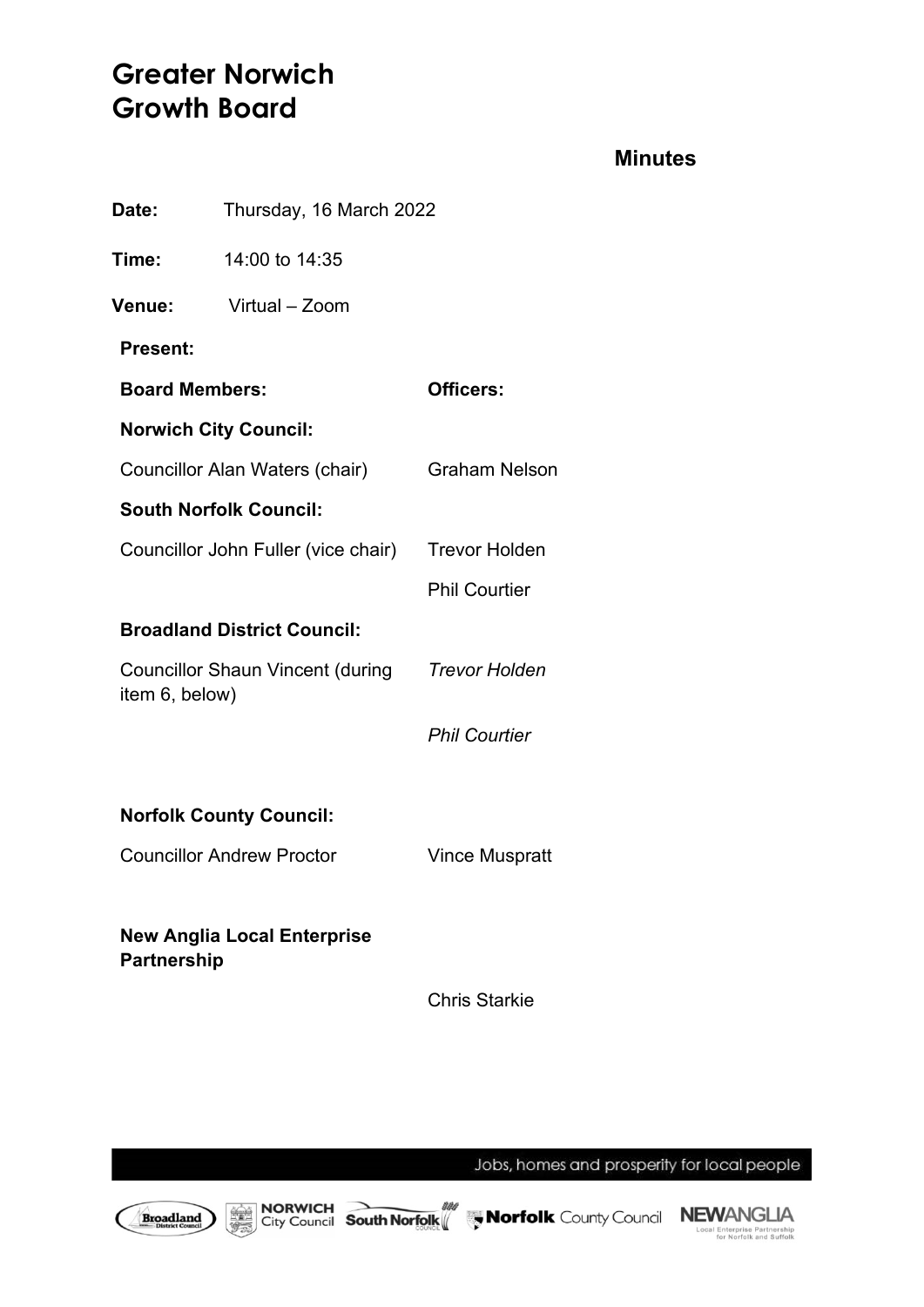# Greater Norwich Growth Board

## Minutes

**Date:** Thursday, 16 March 2022

**Time:** 14:00 to 14:35

**Venue:** Virtual – Zoom

**Present:**

| **Board Members:** | **Officers:** |
| --- | --- |
| **Norwich City Council:** | |
| Councillor Alan Waters (chair) | Graham Nelson |
| **South Norfolk Council:** | |
| Councillor John Fuller (vice chair) | Trevor Holden |
| | Phil Courtier |
| **Broadland District Council:** | |
| Councillor Shaun Vincent (during item 6, below) | *Trevor Holden* |
| | *Phil Courtier* |
| **Norfolk County Council:** | |
| Councillor Andrew Proctor | Vince Muspratt |
| **New Anglia Local Enterprise Partnership** | |
| | Chris Starkie |

Jobs, homes and prosperity for local people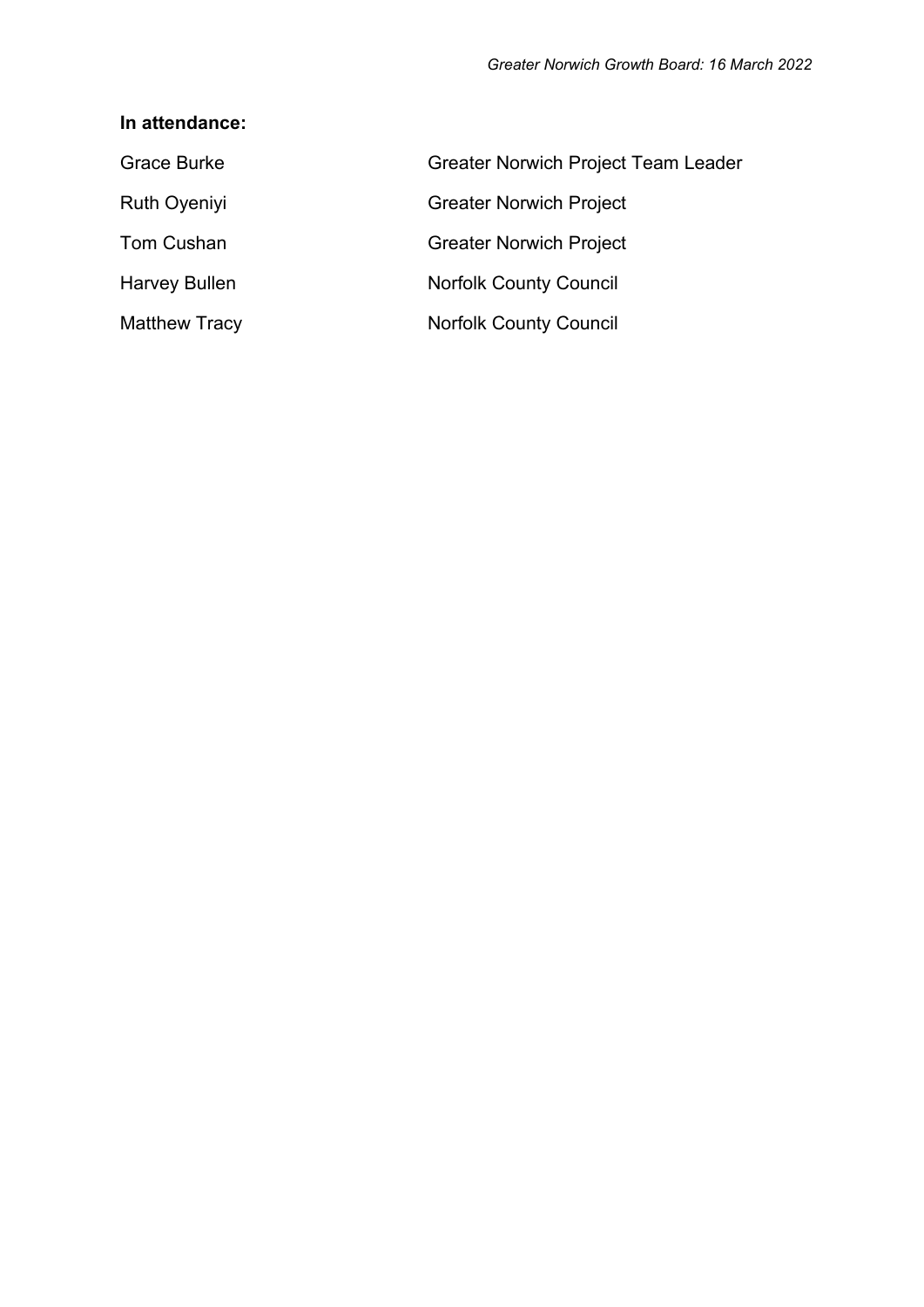**In attendance:**

| | |
|---|---|
| Grace Burke | Greater Norwich Project Team Leader |
| Ruth Oyeniyi | Greater Norwich Project |
| Tom Cushan | Greater Norwich Project |
| Harvey Bullen | Norfolk County Council |
| Matthew Tracy | Norfolk County Council |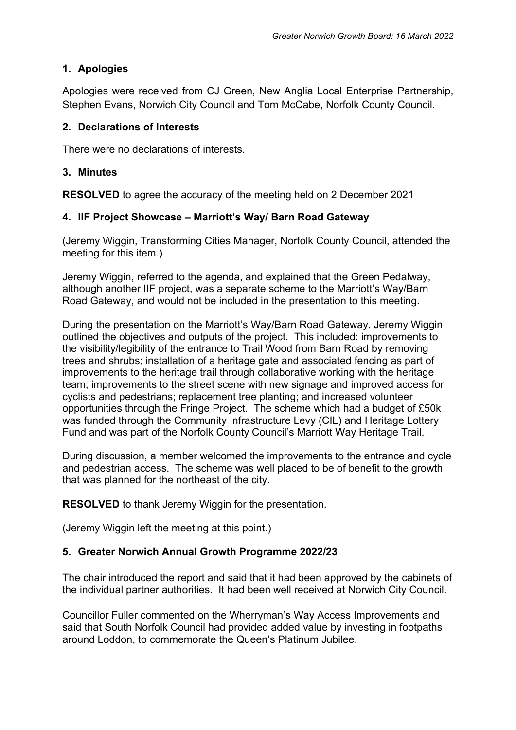## 1. Apologies

Apologies were received from CJ Green, New Anglia Local Enterprise Partnership, Stephen Evans, Norwich City Council and Tom McCabe, Norfolk County Council.

## 2. Declarations of Interests

There were no declarations of interests.

## 3. Minutes

**RESOLVED** to agree the accuracy of the meeting held on 2 December 2021

## 4. IIF Project Showcase – Marriott's Way/ Barn Road Gateway

(Jeremy Wiggin, Transforming Cities Manager, Norfolk County Council, attended the meeting for this item.)

Jeremy Wiggin, referred to the agenda, and explained that the Green Pedalway, although another IIF project, was a separate scheme to the Marriott's Way/Barn Road Gateway, and would not be included in the presentation to this meeting.

During the presentation on the Marriott's Way/Barn Road Gateway, Jeremy Wiggin outlined the objectives and outputs of the project. This included: improvements to the visibility/legibility of the entrance to Trail Wood from Barn Road by removing trees and shrubs; installation of a heritage gate and associated fencing as part of improvements to the heritage trail through collaborative working with the heritage team; improvements to the street scene with new signage and improved access for cyclists and pedestrians; replacement tree planting; and increased volunteer opportunities through the Fringe Project. The scheme which had a budget of £50k was funded through the Community Infrastructure Levy (CIL) and Heritage Lottery Fund and was part of the Norfolk County Council's Marriott Way Heritage Trail.

During discussion, a member welcomed the improvements to the entrance and cycle and pedestrian access. The scheme was well placed to be of benefit to the growth that was planned for the northeast of the city.

**RESOLVED** to thank Jeremy Wiggin for the presentation.

(Jeremy Wiggin left the meeting at this point.)

## 5. Greater Norwich Annual Growth Programme 2022/23

The chair introduced the report and said that it had been approved by the cabinets of the individual partner authorities. It had been well received at Norwich City Council.

Councillor Fuller commented on the Wherryman's Way Access Improvements and said that South Norfolk Council had provided added value by investing in footpaths around Loddon, to commemorate the Queen's Platinum Jubilee.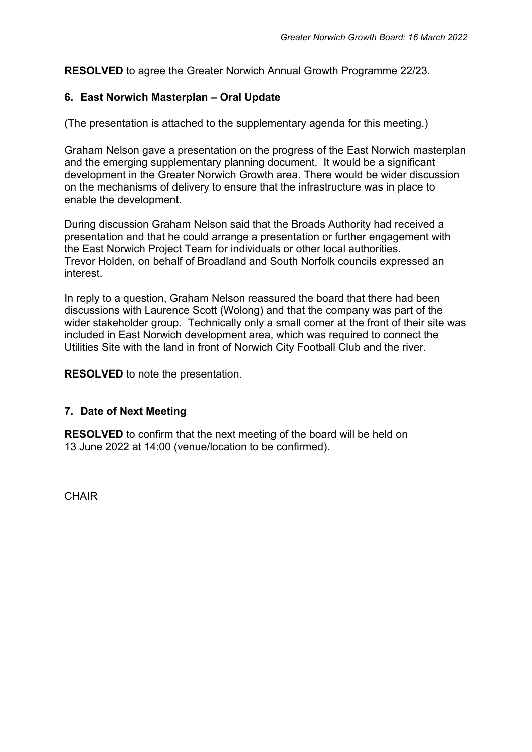**RESOLVED** to agree the Greater Norwich Annual Growth Programme 22/23.

## 6. East Norwich Masterplan – Oral Update

(The presentation is attached to the supplementary agenda for this meeting.)

Graham Nelson gave a presentation on the progress of the East Norwich masterplan and the emerging supplementary planning document. It would be a significant development in the Greater Norwich Growth area. There would be wider discussion on the mechanisms of delivery to ensure that the infrastructure was in place to enable the development.

During discussion Graham Nelson said that the Broads Authority had received a presentation and that he could arrange a presentation or further engagement with the East Norwich Project Team for individuals or other local authorities. Trevor Holden, on behalf of Broadland and South Norfolk councils expressed an interest.

In reply to a question, Graham Nelson reassured the board that there had been discussions with Laurence Scott (Wolong) and that the company was part of the wider stakeholder group. Technically only a small corner at the front of their site was included in East Norwich development area, which was required to connect the Utilities Site with the land in front of Norwich City Football Club and the river.

**RESOLVED** to note the presentation.

## 7. Date of Next Meeting

**RESOLVED** to confirm that the next meeting of the board will be held on 13 June 2022 at 14:00 (venue/location to be confirmed).

CHAIR